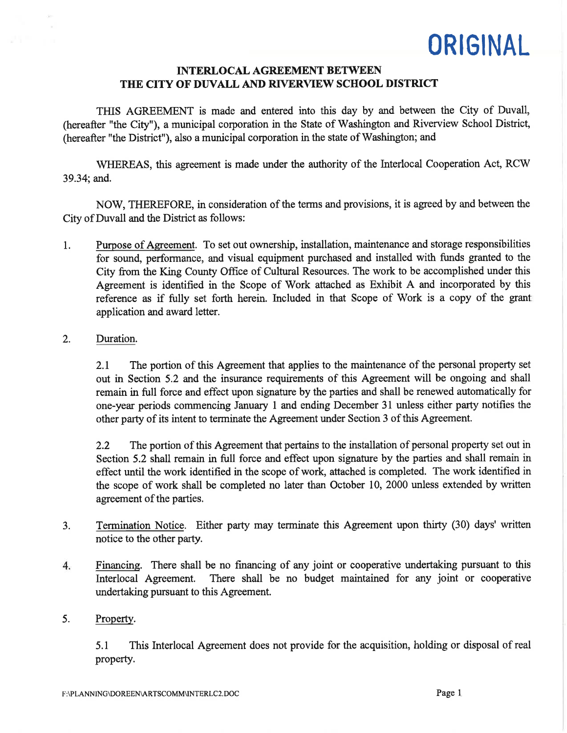ORIGINAL

## INTERLOCAL AGREEMENT BETWEEN THE CITY OF DUVALL AND RIVERVIEW SCHOOL DISTRICT

THIS AGREEMENT is made and entered into this day by and between the City of Duvall, (hereafter "the City"), a municipal corporation in the State of Washington and Riverview School District, (hereafter "the District"), also a municipal corporation in the state of Washington; and

WHEREAS, this agreement is made under the authority of the Interlocal Cooperation Act, RCW 39.34; and.

NOW, THEREFORE, in consideration of the terms and provisions, it is agreed by and between the City of Duvall and the District as follows:

1. Purpose of Agreement. To set out ownership, installation, maintenance and storage responsibilities for sound, performance, and visual equipment purchased and installed with funds granted to the City from the King County Office of Cultural Resources. The work to be accomplished under this Agreement is identified in the Scope of Work attached as Exhibit A and incorporated by this reference as if fully set forth herein. Included in that Scope of Work is a copy of the grant application and award letter.

2. Duration.

   2.1 The portion of this Agreement that applies to the maintenance of the personal property set out in Section 5.2 and the insurance requirements of this Agreement will be ongoing and shall remain in full force and effect upon signature by the parties and shall be renewed automatically for one-year periods commencing January 1 and ending December 31 unless either party notifies the other party of its intent to terminate the Agreement under Section 3 of this Agreement.

   2.2 The portion of this Agreement that pertains to the installation of personal property set out in Section 5.2 shall remain in full force and effect upon signature by the parties and shall remain in effect until the work identified in the scope of work, attached is completed. The work identified in the scope of work shall be completed no later than October 10, 2000 unless extended by written agreement of the parties.

3. Termination Notice. Either party may terminate this Agreement upon thirty (30) days' written notice to the other party.

4. Financing. There shall be no financing of any joint or cooperative undertaking pursuant to this Interlocal Agreement. There shall be no budget maintained for any joint or cooperative undertaking pursuant to this Agreement.

5. Property.

   5.1 This Interlocal Agreement does not provide for the acquisition, holding or disposal of real property.

F:\PLANNING\DOREEN\ARTSCOMM\INTERLC2.DOC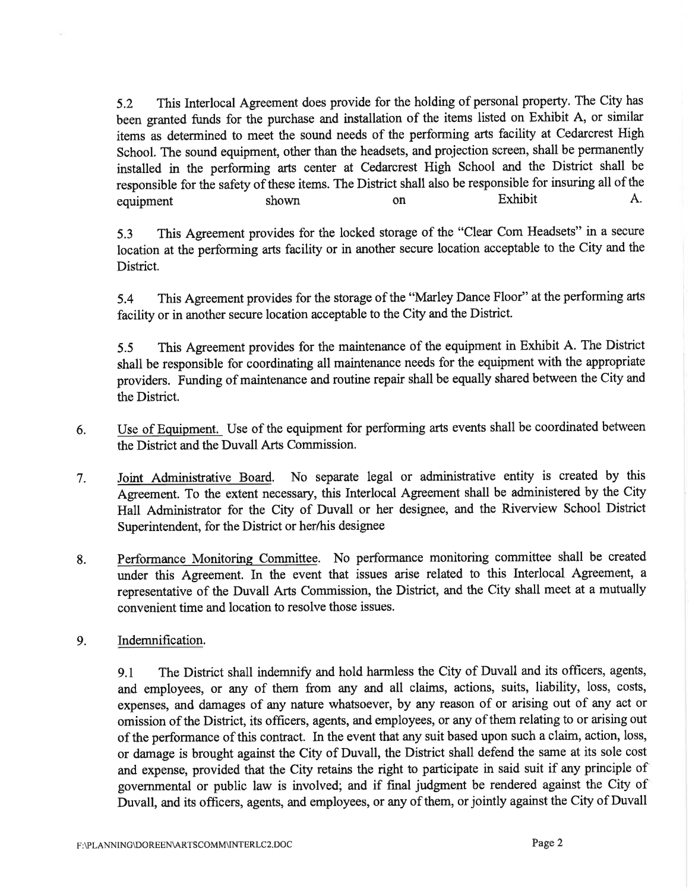5.2 This Interlocal Agreement does provide for the holding of personal property. The City has been granted funds for the purchase and installation of the items listed on Exhibit A, or similar items as determined to meet the sound needs of the performing arts facility at Cedarcrest High School. The sound equipment, other than the headsets, and projection screen, shall be permanently installed in the performing arts center at Cedarcrest High School and the District shall be responsible for the safety of these items. The District shall also be responsible for insuring all of the equipment shown on Exhibit A.

5.3 This Agreement provides for the locked storage of the "Clear Com Headsets" in a secure location at the performing arts facility or in another secure location acceptable to the City and the District.

5.4 This Agreement provides for the storage of the "Marley Dance Floor" at the performing arts facility or in another secure location acceptable to the City and the District.

5.5 This Agreement provides for the maintenance of the equipment in Exhibit A. The District shall be responsible for coordinating all maintenance needs for the equipment with the appropriate providers. Funding of maintenance and routine repair shall be equally shared between the City and the District.

6. Use of Equipment. Use of the equipment for performing arts events shall be coordinated between the District and the Duvall Arts Commission.

7. Joint Administrative Board. No separate legal or administrative entity is created by this Agreement. To the extent necessary, this Interlocal Agreement shall be administered by the City Hall Administrator for the City of Duvall or her designee, and the Riverview School District Superintendent, for the District or her/his designee

8. Performance Monitoring Committee. No performance monitoring committee shall be created under this Agreement. In the event that issues arise related to this Interlocal Agreement, a representative of the Duvall Arts Commission, the District, and the City shall meet at a mutually convenient time and location to resolve those issues.

9. Indemnification.

9.1 The District shall indemnify and hold harmless the City of Duvall and its officers, agents, and employees, or any of them from any and all claims, actions, suits, liability, loss, costs, expenses, and damages of any nature whatsoever, by any reason of or arising out of any act or omission of the District, its officers, agents, and employees, or any of them relating to or arising out of the performance of this contract. In the event that any suit based upon such a claim, action, loss, or damage is brought against the City of Duvall, the District shall defend the same at its sole cost and expense, provided that the City retains the right to participate in said suit if any principle of governmental or public law is involved; and if final judgment be rendered against the City of Duvall, and its officers, agents, and employees, or any of them, or jointly against the City of Duvall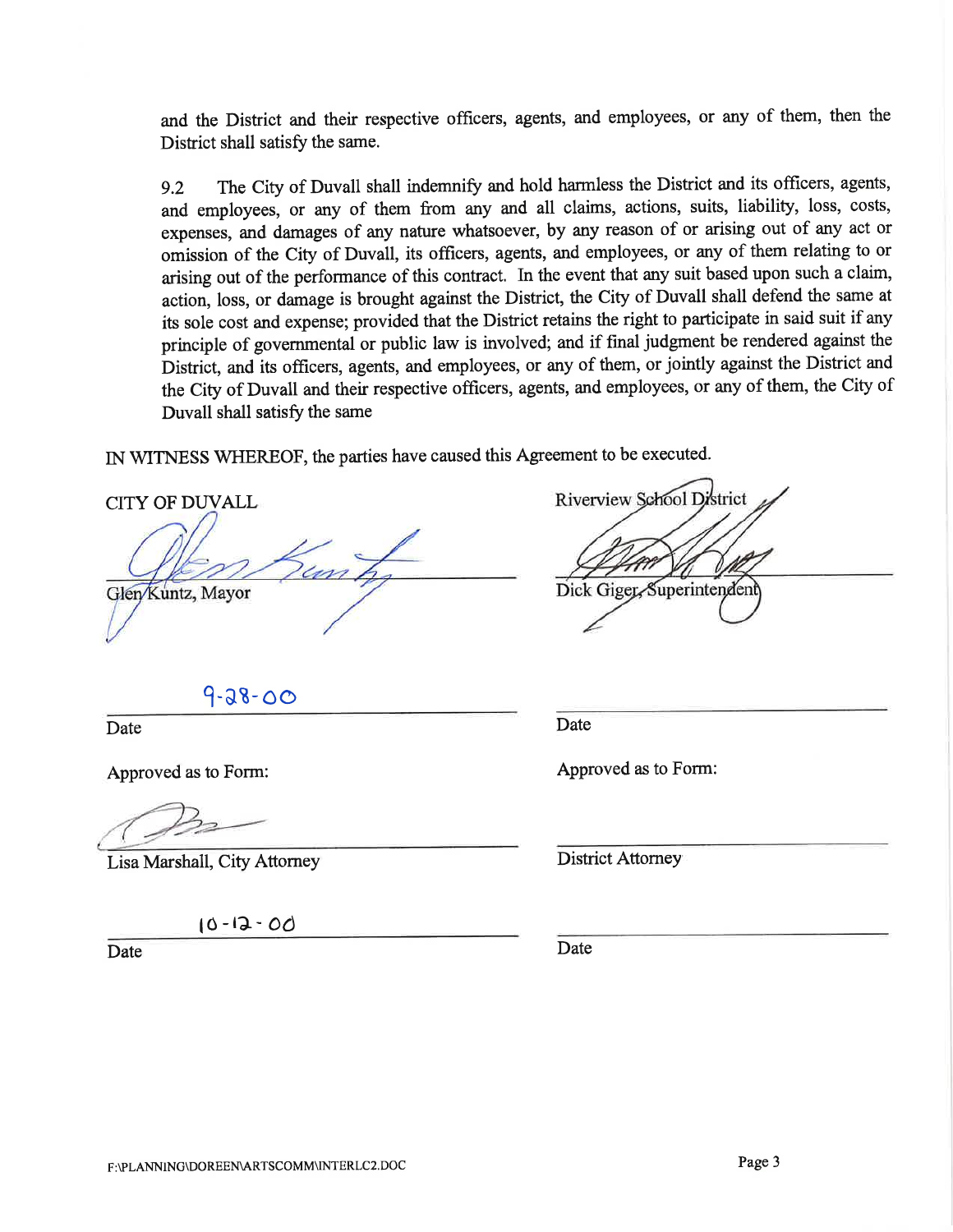and the District and their respective officers, agents, and employees, or any of them, then the District shall satisfy the same.

9.2 The City of Duvall shall indemnify and hold harmless the District and its officers, agents, and employees, or any of them from any and all claims, actions, suits, liability, loss, costs, expenses, and damages of any nature whatsoever, by any reason of or arising out of any act or omission of the City of Duvall, its officers, agents, and employees, or any of them relating to or arising out of the performance of this contract. In the event that any suit based upon such a claim, action, loss, or damage is brought against the District, the City of Duvall shall defend the same at its sole cost and expense; provided that the District retains the right to participate in said suit if any principle of governmental or public law is involved; and if final judgment be rendered against the District, and its officers, agents, and employees, or any of them, or jointly against the District and the City of Duvall and their respective officers, agents, and employees, or any of them, the City of Duvall shall satisfy the same

IN WITNESS WHEREOF, the parties have caused this Agreement to be executed.

| CITY OF DUVALL | Riverview School District |
|---|---|
| [signature] | [signature] |
| Glen Kuntz, Mayor | Dick Giger, Superintendent |
| 9-28-00 | |
| Date | Date |
| Approved as to Form: | Approved as to Form: |
| [signature] | |
| Lisa Marshall, City Attorney | District Attorney |
| 10-12-00 | |
| Date | Date |

F:\PLANNING\DOREEN\ARTSCOMM\INTERLC2.DOC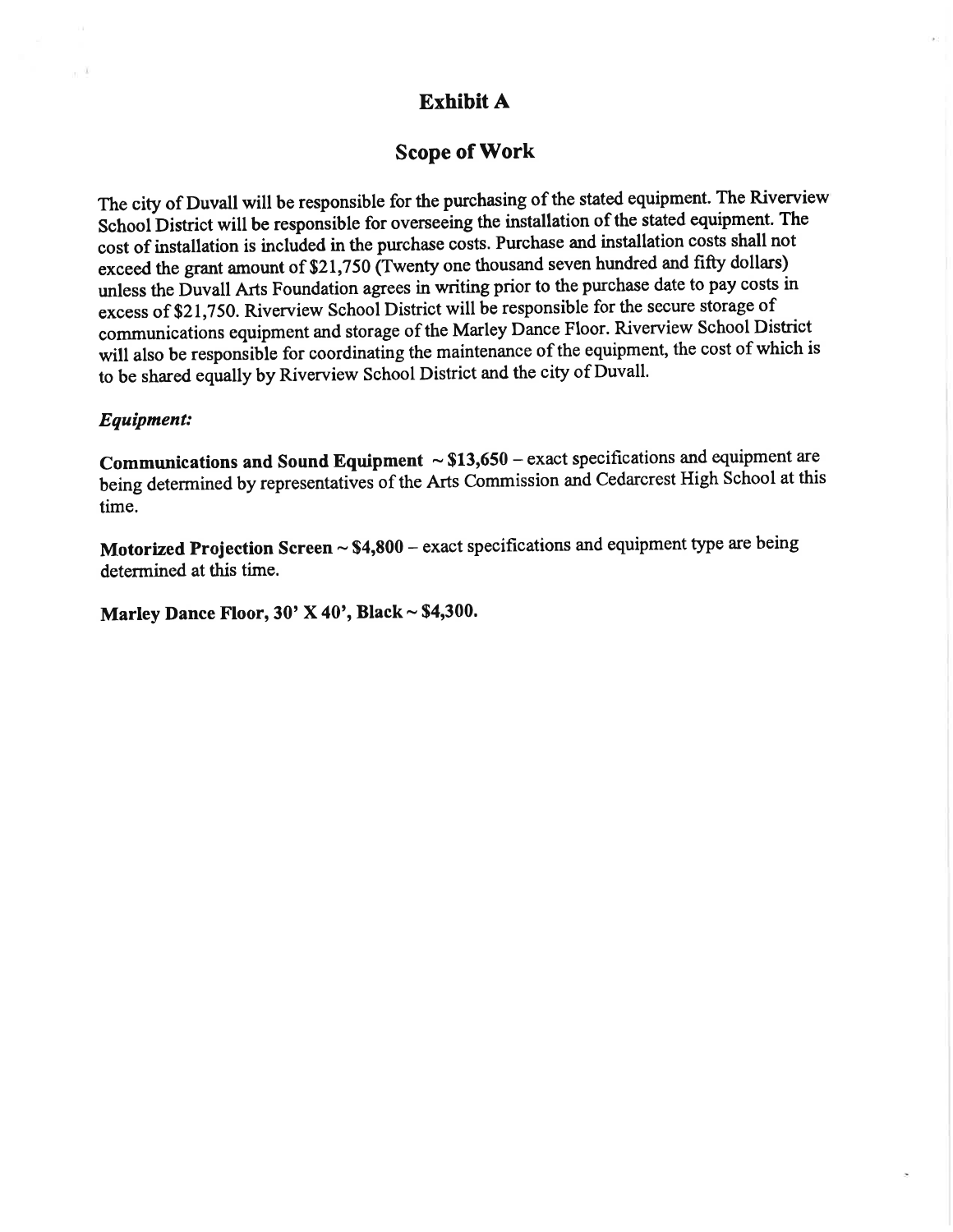# Exhibit A

## Scope of Work

The city of Duvall will be responsible for the purchasing of the stated equipment. The Riverview School District will be responsible for overseeing the installation of the stated equipment. The cost of installation is included in the purchase costs. Purchase and installation costs shall not exceed the grant amount of $21,750 (Twenty one thousand seven hundred and fifty dollars) unless the Duvall Arts Foundation agrees in writing prior to the purchase date to pay costs in excess of $21,750. Riverview School District will be responsible for the secure storage of communications equipment and storage of the Marley Dance Floor. Riverview School District will also be responsible for coordinating the maintenance of the equipment, the cost of which is to be shared equally by Riverview School District and the city of Duvall.

***Equipment:***

**Communications and Sound Equipment ~ $13,650** – exact specifications and equipment are being determined by representatives of the Arts Commission and Cedarcrest High School at this time.

**Motorized Projection Screen ~ $4,800** – exact specifications and equipment type are being determined at this time.

**Marley Dance Floor, 30' X 40', Black ~ $4,300.**